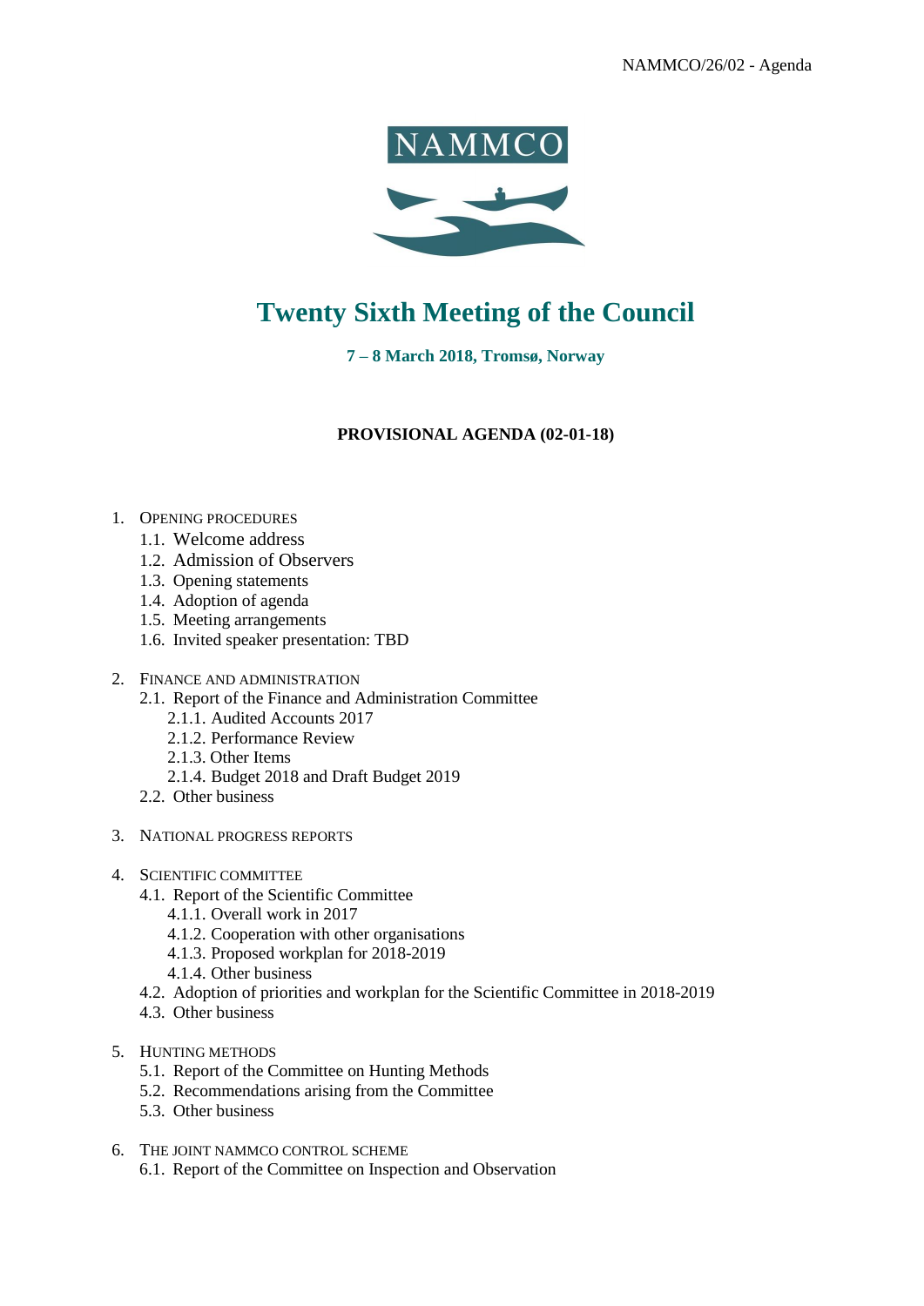NAMMCO/26/02 - Agenda

NAMMCO

# Twenty Sixth Meeting of the Council

**7 – 8 March 2018, Tromsø, Norway**

**PROVISIONAL AGENDA (02-01-18)**

1. OPENING PROCEDURES
   1.1. Welcome address
   1.2. Admission of Observers
   1.3. Opening statements
   1.4. Adoption of agenda
   1.5. Meeting arrangements
   1.6. Invited speaker presentation: TBD

2. FINANCE AND ADMINISTRATION
   2.1. Report of the Finance and Administration Committee
      2.1.1. Audited Accounts 2017
      2.1.2. Performance Review
      2.1.3. Other Items
      2.1.4. Budget 2018 and Draft Budget 2019
   2.2. Other business

3. NATIONAL PROGRESS REPORTS

4. SCIENTIFIC COMMITTEE
   4.1. Report of the Scientific Committee
      4.1.1. Overall work in 2017
      4.1.2. Cooperation with other organisations
      4.1.3. Proposed workplan for 2018-2019
      4.1.4. Other business
   4.2. Adoption of priorities and workplan for the Scientific Committee in 2018-2019
   4.3. Other business

5. HUNTING METHODS
   5.1. Report of the Committee on Hunting Methods
   5.2. Recommendations arising from the Committee
   5.3. Other business

6. THE JOINT NAMMCO CONTROL SCHEME
   6.1. Report of the Committee on Inspection and Observation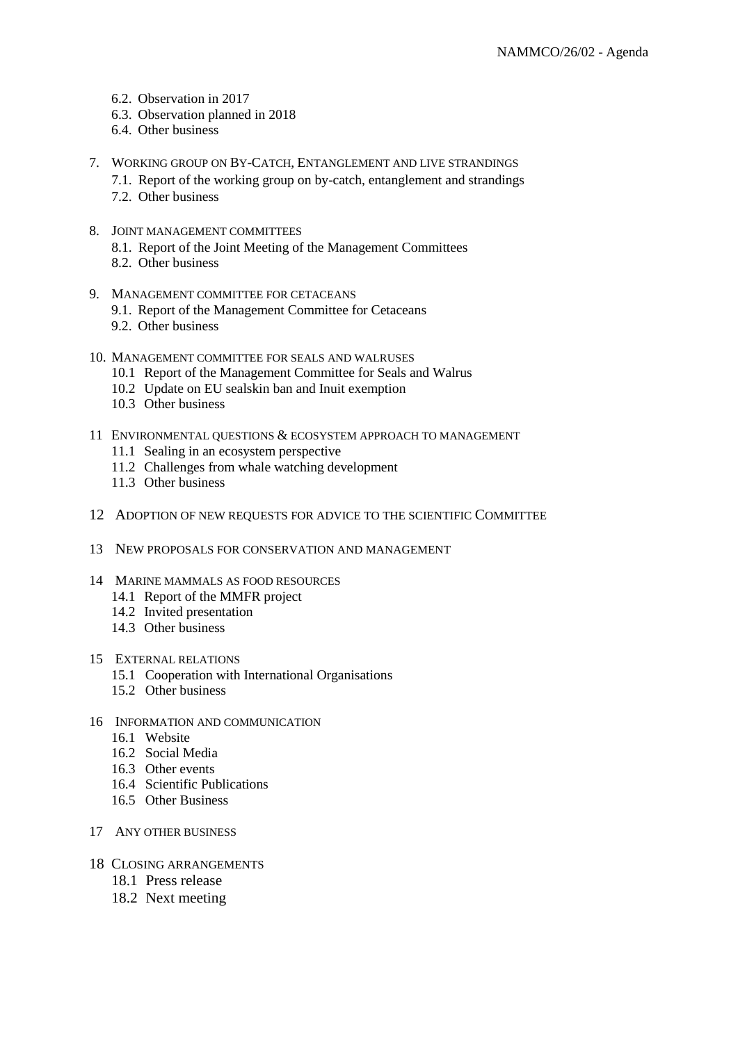6.2. Observation in 2017
6.3. Observation planned in 2018
6.4. Other business

7. WORKING GROUP ON BY-CATCH, ENTANGLEMENT AND LIVE STRANDINGS
   7.1. Report of the working group on by-catch, entanglement and strandings
   7.2. Other business

8. JOINT MANAGEMENT COMMITTEES
   8.1. Report of the Joint Meeting of the Management Committees
   8.2. Other business

9. MANAGEMENT COMMITTEE FOR CETACEANS
   9.1. Report of the Management Committee for Cetaceans
   9.2. Other business

10. MANAGEMENT COMMITTEE FOR SEALS AND WALRUSES
    10.1 Report of the Management Committee for Seals and Walrus
    10.2 Update on EU sealskin ban and Inuit exemption
    10.3 Other business

11 ENVIRONMENTAL QUESTIONS & ECOSYSTEM APPROACH TO MANAGEMENT
   11.1 Sealing in an ecosystem perspective
   11.2 Challenges from whale watching development
   11.3 Other business

12 ADOPTION OF NEW REQUESTS FOR ADVICE TO THE SCIENTIFIC COMMITTEE

13 NEW PROPOSALS FOR CONSERVATION AND MANAGEMENT

14 MARINE MAMMALS AS FOOD RESOURCES
   14.1 Report of the MMFR project
   14.2 Invited presentation
   14.3 Other business

15 EXTERNAL RELATIONS
   15.1 Cooperation with International Organisations
   15.2 Other business

16 INFORMATION AND COMMUNICATION
   16.1 Website
   16.2 Social Media
   16.3 Other events
   16.4 Scientific Publications
   16.5 Other Business

17 ANY OTHER BUSINESS

18 CLOSING ARRANGEMENTS
   18.1 Press release
   18.2 Next meeting